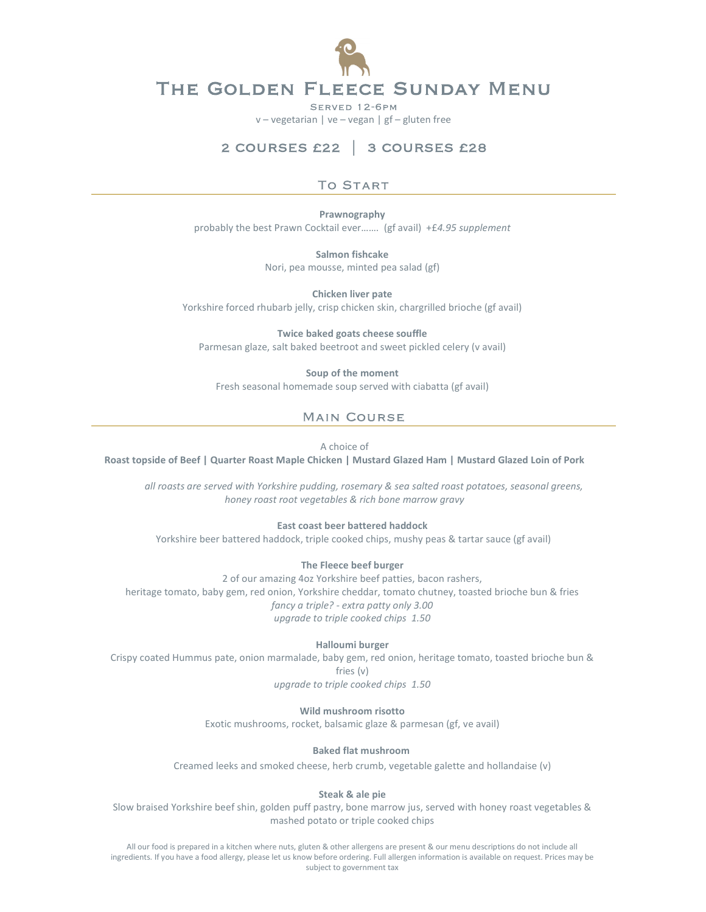# The Golden Fleece Sunday Menu

Served 12-6pm

v – vegetarian | ve – vegan | gf – gluten free

## 2 courses £22 | 3 courses £28

## To Start

**Prawnography**
probably the best Prawn Cocktail ever……. (gf avail) *+£4.95 supplement*

**Salmon fishcake**
Nori, pea mousse, minted pea salad (gf)

**Chicken liver pate**
Yorkshire forced rhubarb jelly, crisp chicken skin, chargrilled brioche (gf avail)

**Twice baked goats cheese souffle**
Parmesan glaze, salt baked beetroot and sweet pickled celery (v avail)

**Soup of the moment**
Fresh seasonal homemade soup served with ciabatta (gf avail)

## Main Course

A choice of
**Roast topside of Beef | Quarter Roast Maple Chicken | Mustard Glazed Ham | Mustard Glazed Loin of Pork**

*all roasts are served with Yorkshire pudding, rosemary & sea salted roast potatoes, seasonal greens, honey roast root vegetables & rich bone marrow gravy*

**East coast beer battered haddock**
Yorkshire beer battered haddock, triple cooked chips, mushy peas & tartar sauce (gf avail)

**The Fleece beef burger**
2 of our amazing 4oz Yorkshire beef patties, bacon rashers,
heritage tomato, baby gem, red onion, Yorkshire cheddar, tomato chutney, toasted brioche bun & fries
*fancy a triple? - extra patty only 3.00*
*upgrade to triple cooked chips 1.50*

**Halloumi burger**
Crispy coated Hummus pate, onion marmalade, baby gem, red onion, heritage tomato, toasted brioche bun & fries (v)
*upgrade to triple cooked chips 1.50*

**Wild mushroom risotto**
Exotic mushrooms, rocket, balsamic glaze & parmesan (gf, ve avail)

**Baked flat mushroom**
Creamed leeks and smoked cheese, herb crumb, vegetable galette and hollandaise (v)

**Steak & ale pie**
Slow braised Yorkshire beef shin, golden puff pastry, bone marrow jus, served with honey roast vegetables & mashed potato or triple cooked chips

All our food is prepared in a kitchen where nuts, gluten & other allergens are present & our menu descriptions do not include all ingredients. If you have a food allergy, please let us know before ordering. Full allergen information is available on request. Prices may be subject to government tax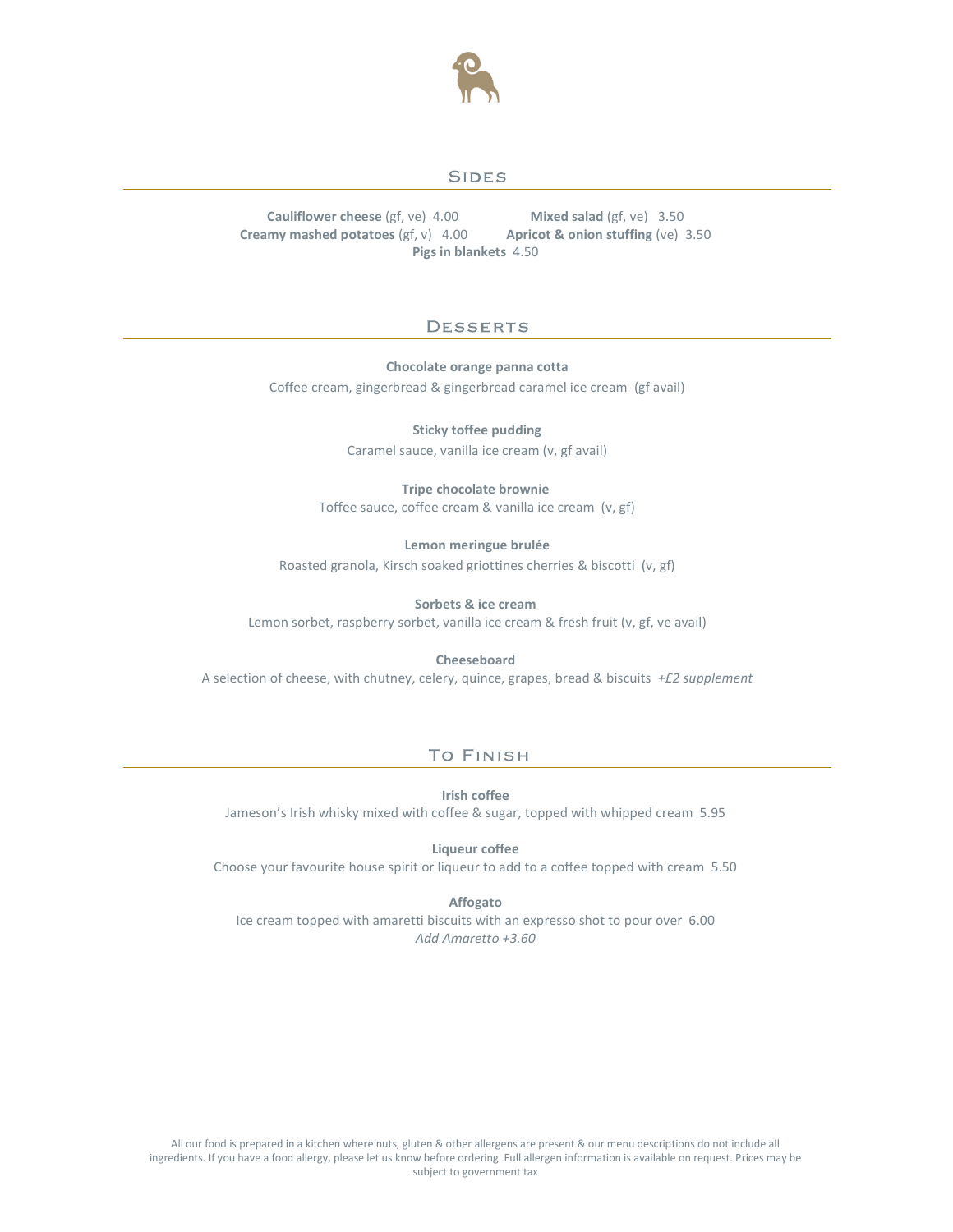## Sides

**Cauliflower cheese** (gf, ve) 4.00
**Mixed salad** (gf, ve) 3.50
**Creamy mashed potatoes** (gf, v) 4.00
**Apricot & onion stuffing** (ve) 3.50
**Pigs in blankets** 4.50

## Desserts

**Chocolate orange panna cotta**
Coffee cream, gingerbread & gingerbread caramel ice cream (gf avail)

**Sticky toffee pudding**
Caramel sauce, vanilla ice cream (v, gf avail)

**Tripe chocolate brownie**
Toffee sauce, coffee cream & vanilla ice cream (v, gf)

**Lemon meringue brulée**
Roasted granola, Kirsch soaked griottines cherries & biscotti (v, gf)

**Sorbets & ice cream**
Lemon sorbet, raspberry sorbet, vanilla ice cream & fresh fruit (v, gf, ve avail)

**Cheeseboard**
A selection of cheese, with chutney, celery, quince, grapes, bread & biscuits *+£2 supplement*

## To Finish

**Irish coffee**
Jameson's Irish whisky mixed with coffee & sugar, topped with whipped cream 5.95

**Liqueur coffee**
Choose your favourite house spirit or liqueur to add to a coffee topped with cream 5.50

**Affogato**
Ice cream topped with amaretti biscuits with an expresso shot to pour over 6.00
*Add Amaretto +3.60*

All our food is prepared in a kitchen where nuts, gluten & other allergens are present & our menu descriptions do not include all ingredients. If you have a food allergy, please let us know before ordering. Full allergen information is available on request. Prices may be subject to government tax